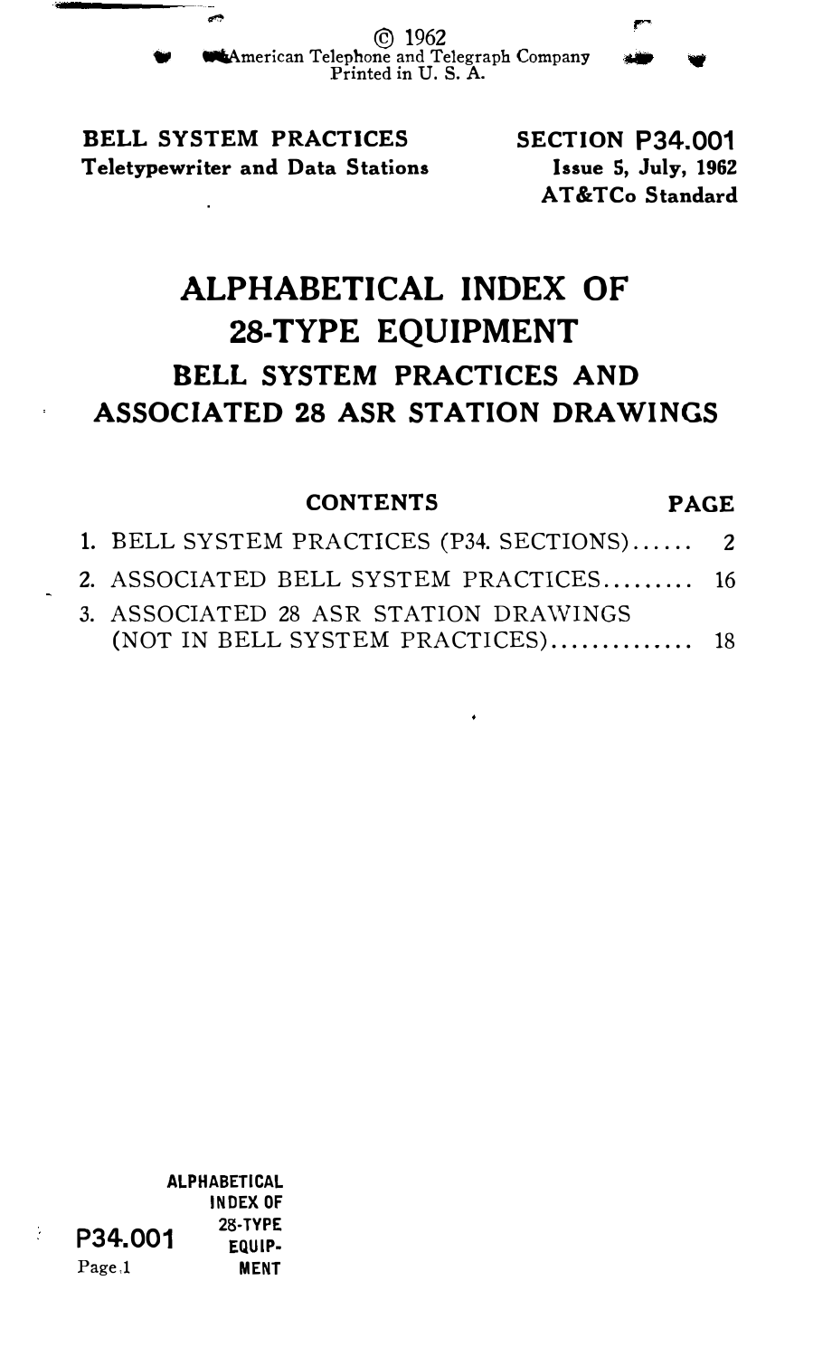© 1962
American Telephone and Telegraph Company
Printed in U. S. A.

**BELL SYSTEM PRACTICES**
**Teletypewriter and Data Stations**

**SECTION P34.001**
**Issue 5, July, 1962**
**AT&TCo Standard**

# ALPHABETICAL INDEX OF 28-TYPE EQUIPMENT

## BELL SYSTEM PRACTICES AND ASSOCIATED 28 ASR STATION DRAWINGS

| CONTENTS | PAGE |
|---|---|
| 1. BELL SYSTEM PRACTICES (P34. SECTIONS) | 2 |
| 2. ASSOCIATED BELL SYSTEM PRACTICES | 16 |
| 3. ASSOCIATED 28 ASR STATION DRAWINGS (NOT IN BELL SYSTEM PRACTICES) | 18 |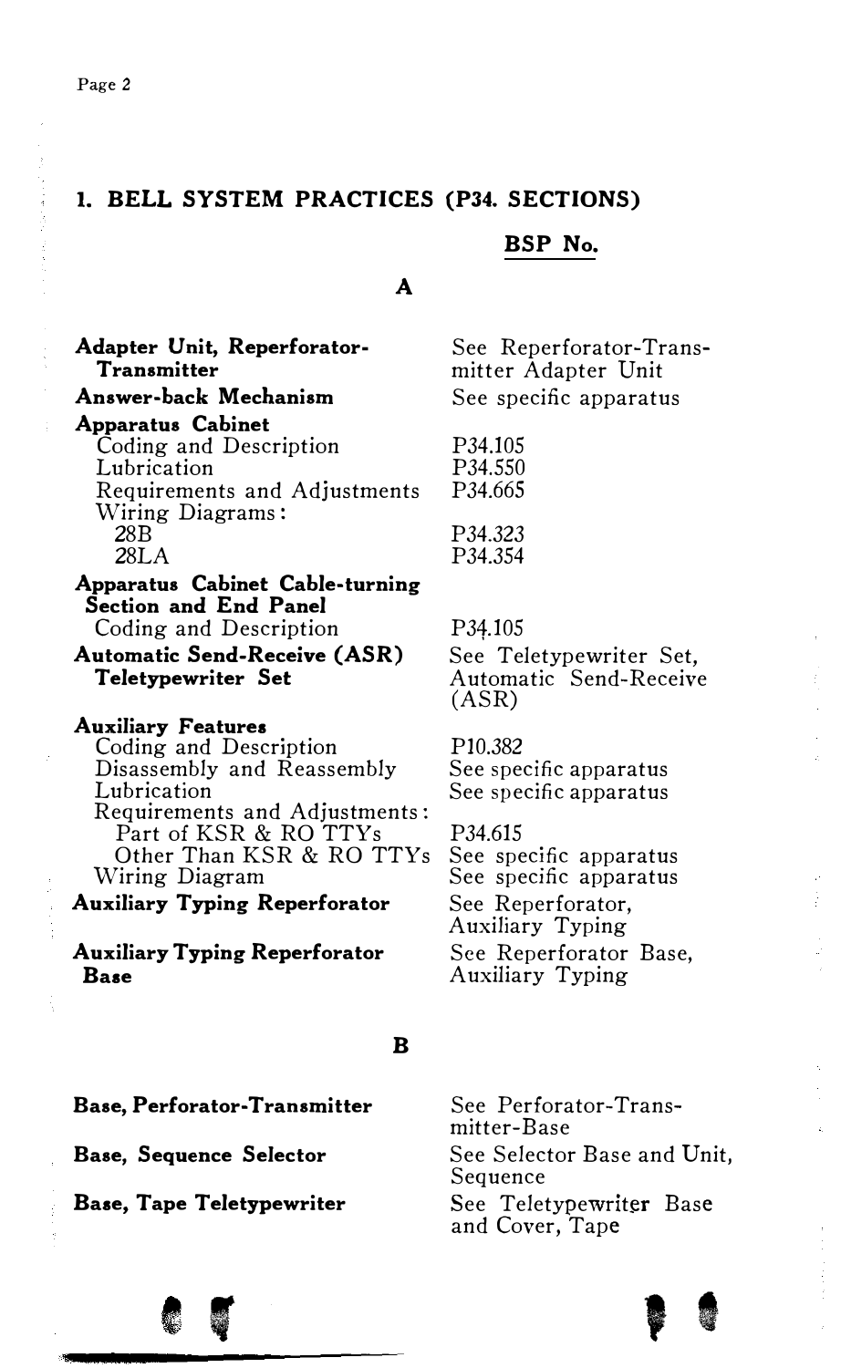## 1. BELL SYSTEM PRACTICES (P34. SECTIONS)

| | BSP No. |
|---|---|
| **A** | |
| **Adapter Unit, Reperforator-Transmitter** | See Reperforator-Transmitter Adapter Unit |
| **Answer-back Mechanism** | See specific apparatus |
| **Apparatus Cabinet** | |
| Coding and Description | P34.105 |
| Lubrication | P34.550 |
| Requirements and Adjustments | P34.665 |
| Wiring Diagrams: | |
| 28B | P34.323 |
| 28LA | P34.354 |
| **Apparatus Cabinet Cable-turning Section and End Panel** | |
| Coding and Description | P34.105 |
| **Automatic Send-Receive (ASR) Teletypewriter Set** | See Teletypewriter Set, Automatic Send-Receive (ASR) |
| **Auxiliary Features** | |
| Coding and Description | P10.382 |
| Disassembly and Reassembly | See specific apparatus |
| Lubrication | See specific apparatus |
| Requirements and Adjustments: | |
| Part of KSR & RO TTYs | P34.615 |
| Other Than KSR & RO TTYs | See specific apparatus |
| Wiring Diagram | See specific apparatus |
| **Auxiliary Typing Reperforator** | See Reperforator, Auxiliary Typing |
| **Auxiliary Typing Reperforator Base** | See Reperforator Base, Auxiliary Typing |
| **B** | |
| **Base, Perforator-Transmitter** | See Perforator-Transmitter-Base |
| **Base, Sequence Selector** | See Selector Base and Unit, Sequence |
| **Base, Tape Teletypewriter** | See Teletypewriter Base and Cover, Tape |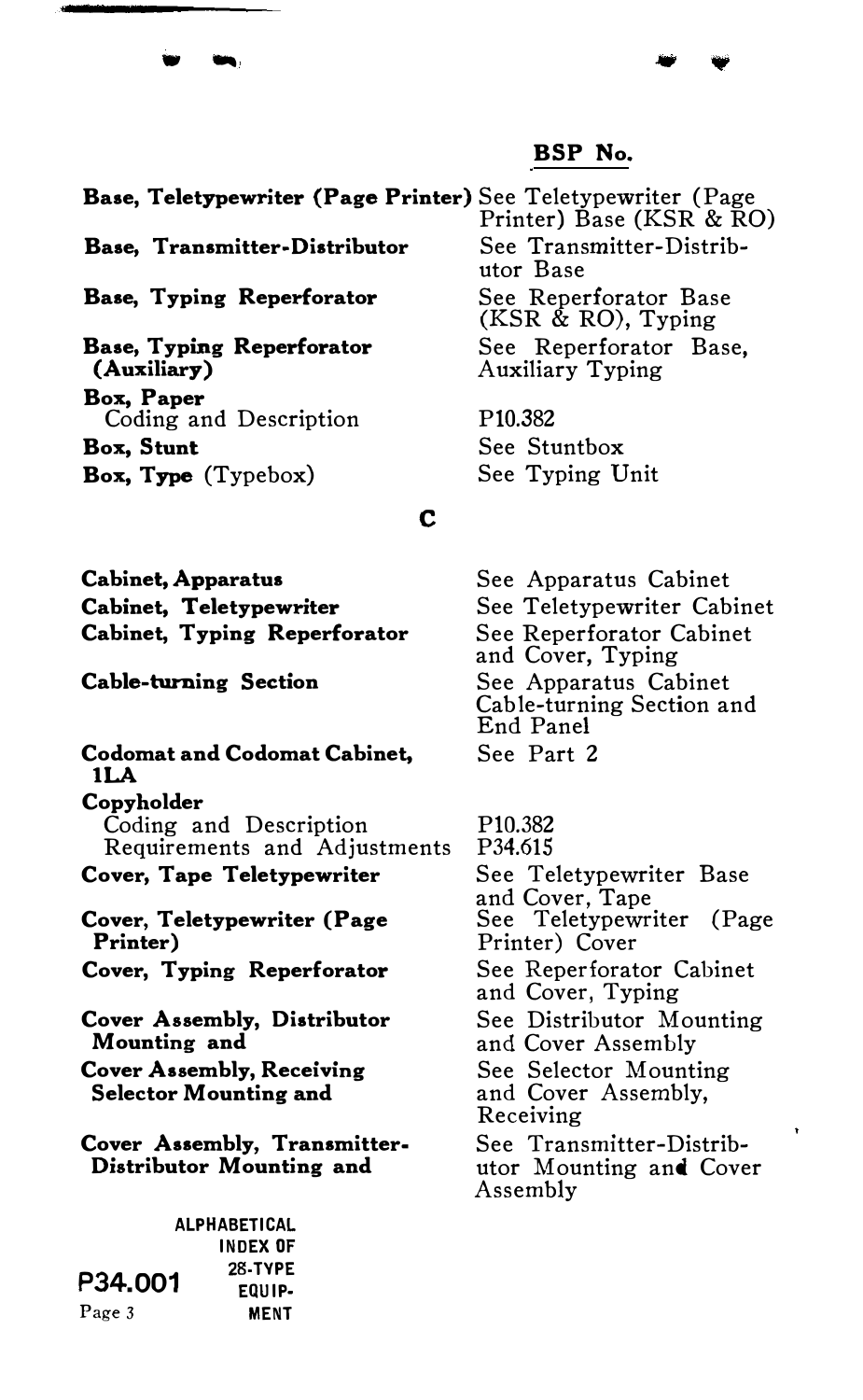| | BSP No. |
|---|---|
| **Base, Teletypewriter (Page Printer)** | See Teletypewriter (Page Printer) Base (KSR & RO) |
| **Base, Transmitter-Distributor** | See Transmitter-Distributor Base |
| **Base, Typing Reperforator** | See Reperforator Base (KSR & RO), Typing |
| **Base, Typing Reperforator (Auxiliary)** | See Reperforator Base, Auxiliary Typing |
| **Box, Paper** | |
| Coding and Description | P10.382 |
| **Box, Stunt** | See Stuntbox |
| **Box, Type** (Typebox) | See Typing Unit |

## C

| | |
|---|---|
| **Cabinet, Apparatus** | See Apparatus Cabinet |
| **Cabinet, Teletypewriter** | See Teletypewriter Cabinet |
| **Cabinet, Typing Reperforator** | See Reperforator Cabinet and Cover, Typing |
| **Cable-turning Section** | See Apparatus Cabinet Cable-turning Section and End Panel |
| **Codomat and Codomat Cabinet, 1LA** | See Part 2 |
| **Copyholder** | |
| Coding and Description | P10.382 |
| Requirements and Adjustments | P34.615 |
| **Cover, Tape Teletypewriter** | See Teletypewriter Base and Cover, Tape |
| **Cover, Teletypewriter (Page Printer)** | See Teletypewriter (Page Printer) Cover |
| **Cover, Typing Reperforator** | See Reperforator Cabinet and Cover, Typing |
| **Cover Assembly, Distributor Mounting and** | See Distributor Mounting and Cover Assembly |
| **Cover Assembly, Receiving Selector Mounting and** | See Selector Mounting and Cover Assembly, Receiving |
| **Cover Assembly, Transmitter-Distributor Mounting and** | See Transmitter-Distributor Mounting and Cover Assembly |

P34.001 — ALPHABETICAL INDEX OF 28-TYPE EQUIPMENT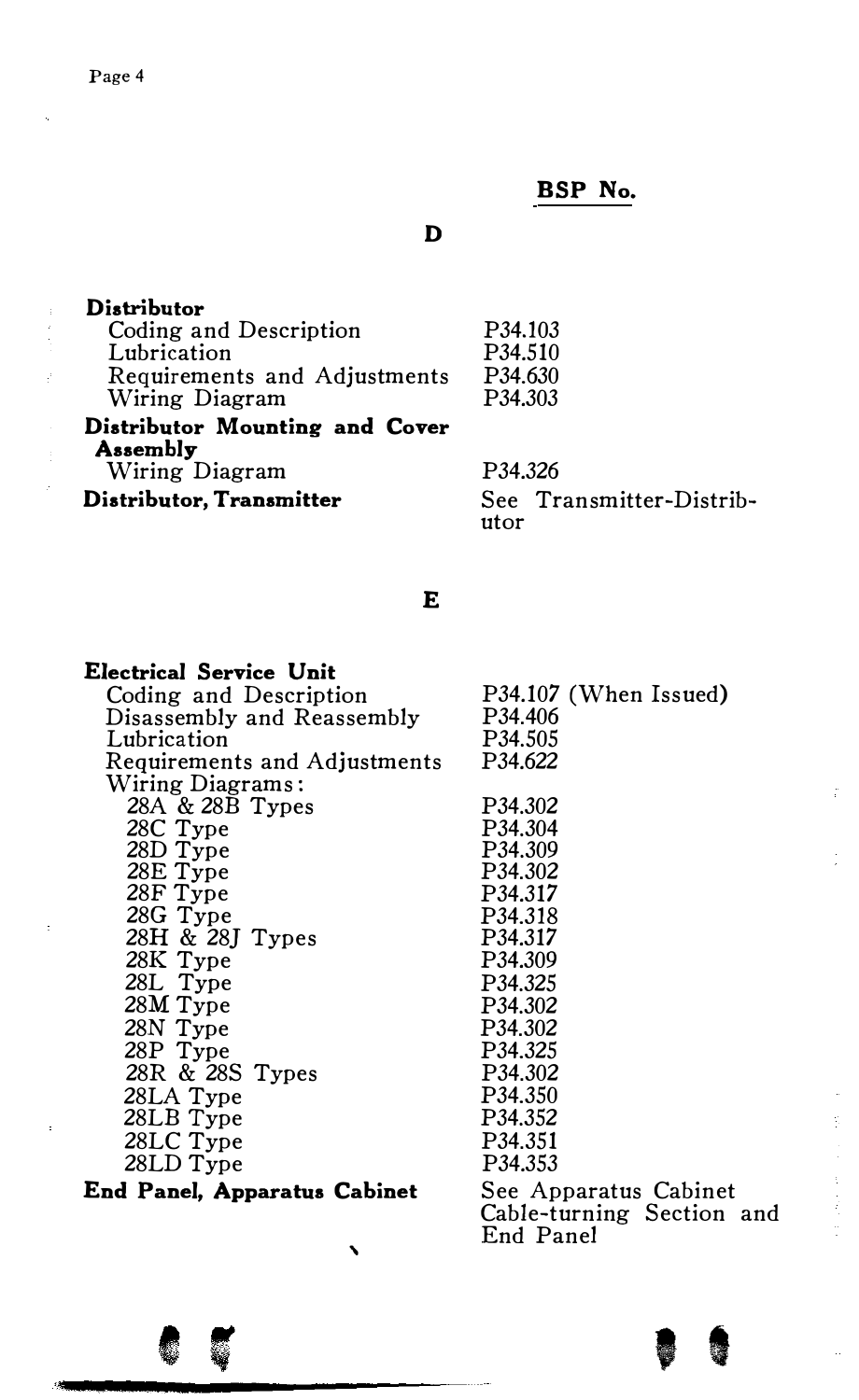| | BSP No. |
|---|---|
| **D** | |
| **Distributor** | |
| Coding and Description | P34.103 |
| Lubrication | P34.510 |
| Requirements and Adjustments | P34.630 |
| Wiring Diagram | P34.303 |
| **Distributor Mounting and Cover Assembly** | |
| Wiring Diagram | P34.326 |
| **Distributor, Transmitter** | See Transmitter-Distributor |
| **E** | |
| **Electrical Service Unit** | |
| Coding and Description | P34.107 (When Issued) |
| Disassembly and Reassembly | P34.406 |
| Lubrication | P34.505 |
| Requirements and Adjustments | P34.622 |
| Wiring Diagrams: | |
| 28A & 28B Types | P34.302 |
| 28C Type | P34.304 |
| 28D Type | P34.309 |
| 28E Type | P34.302 |
| 28F Type | P34.317 |
| 28G Type | P34.318 |
| 28H & 28J Types | P34.317 |
| 28K Type | P34.309 |
| 28L Type | P34.325 |
| 28M Type | P34.302 |
| 28N Type | P34.302 |
| 28P Type | P34.325 |
| 28R & 28S Types | P34.302 |
| 28LA Type | P34.350 |
| 28LB Type | P34.352 |
| 28LC Type | P34.351 |
| 28LD Type | P34.353 |
| **End Panel, Apparatus Cabinet** | See Apparatus Cabinet Cable-turning Section and End Panel |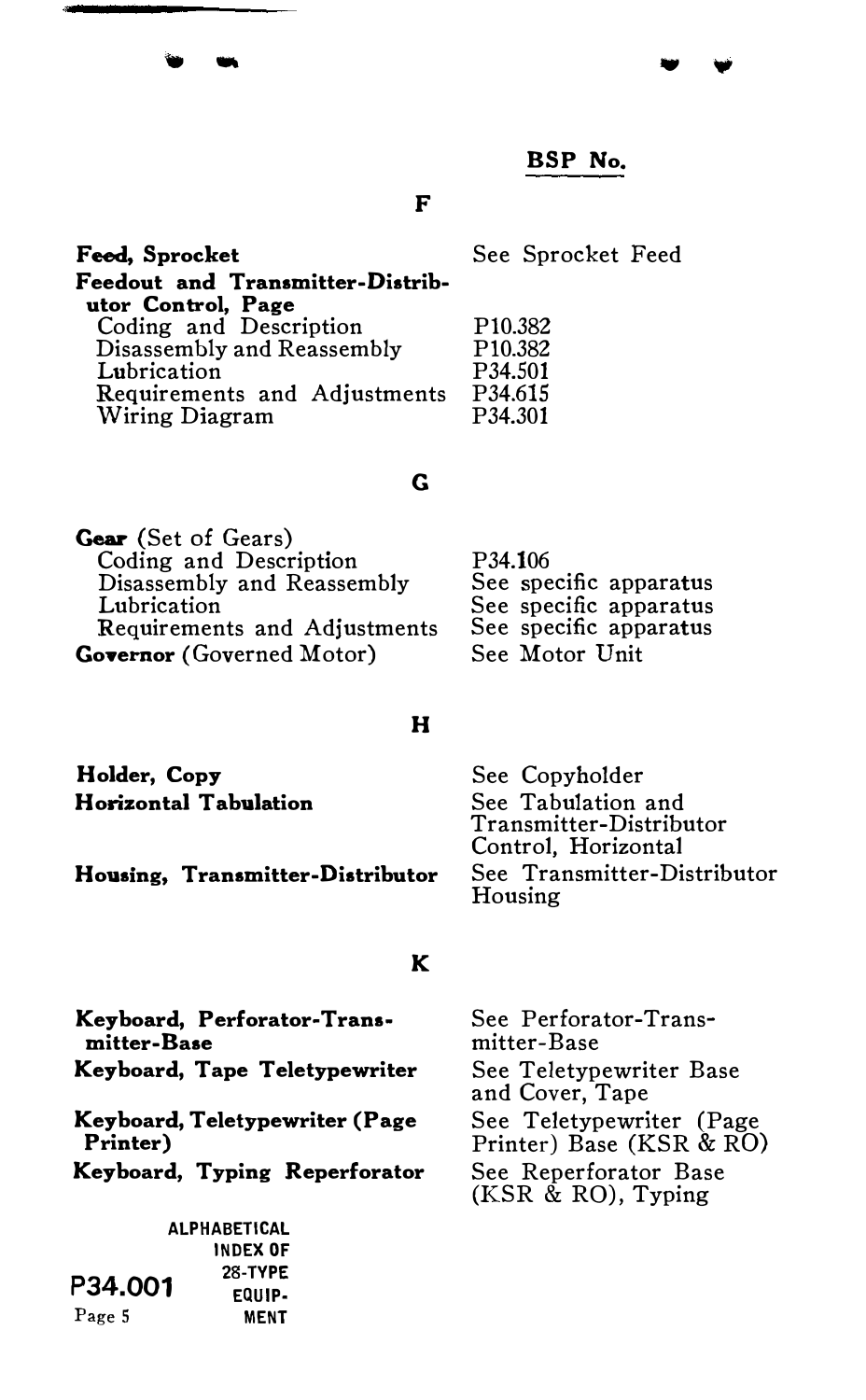**BSP No.**

## F

**Feed, Sprocket** — See Sprocket Feed

**Feedout and Transmitter-Distributor Control, Page**

| | |
|---|---|
| Coding and Description | P10.382 |
| Disassembly and Reassembly | P10.382 |
| Lubrication | P34.501 |
| Requirements and Adjustments | P34.615 |
| Wiring Diagram | P34.301 |

## G

**Gear** (Set of Gears)

| | |
|---|---|
| Coding and Description | P34.106 |
| Disassembly and Reassembly | See specific apparatus |
| Lubrication | See specific apparatus |
| Requirements and Adjustments | See specific apparatus |

**Governor** (Governed Motor) — See Motor Unit

## H

**Holder, Copy** — See Copyholder

**Horizontal Tabulation** — See Tabulation and Transmitter-Distributor Control, Horizontal

**Housing, Transmitter-Distributor** — See Transmitter-Distributor Housing

## K

**Keyboard, Perforator-Transmitter-Base** — See Perforator-Transmitter-Base

**Keyboard, Tape Teletypewriter** — See Teletypewriter Base and Cover, Tape

**Keyboard, Teletypewriter (Page Printer)** — See Teletypewriter (Page Printer) Base (KSR & RO)

**Keyboard, Typing Reperforator** — See Reperforator Base (KSR & RO), Typing

ALPHABETICAL INDEX OF 28-TYPE EQUIPMENT

P34.001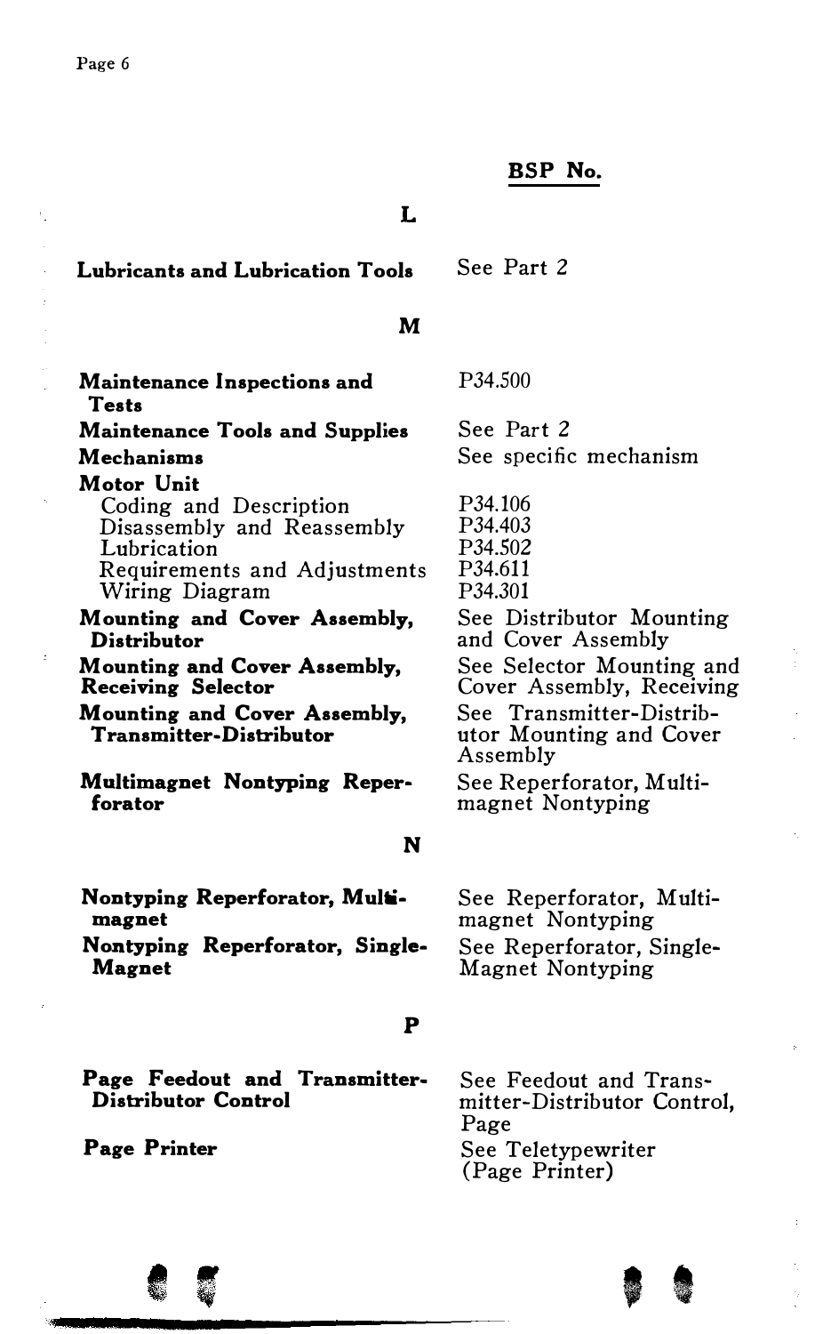| | BSP No. |
|---|---|
| **L** | |
| **Lubricants and Lubrication Tools** | See Part 2 |
| **M** | |
| **Maintenance Inspections and Tests** | P34.500 |
| **Maintenance Tools and Supplies** | See Part 2 |
| **Mechanisms** | See specific mechanism |
| **Motor Unit** | |
| Coding and Description | P34.106 |
| Disassembly and Reassembly | P34.403 |
| Lubrication | P34.502 |
| Requirements and Adjustments | P34.611 |
| Wiring Diagram | P34.301 |
| **Mounting and Cover Assembly, Distributor** | See Distributor Mounting and Cover Assembly |
| **Mounting and Cover Assembly, Receiving Selector** | See Selector Mounting and Cover Assembly, Receiving |
| **Mounting and Cover Assembly, Transmitter-Distributor** | See Transmitter-Distributor Mounting and Cover Assembly |
| **Multimagnet Nontyping Reperforator** | See Reperforator, Multimagnet Nontyping |
| **N** | |
| **Nontyping Reperforator, Multimagnet** | See Reperforator, Multimagnet Nontyping |
| **Nontyping Reperforator, Single-Magnet** | See Reperforator, Single-Magnet Nontyping |
| **P** | |
| **Page Feedout and Transmitter-Distributor Control** | See Feedout and Transmitter-Distributor Control, Page |
| **Page Printer** | See Teletypewriter (Page Printer) |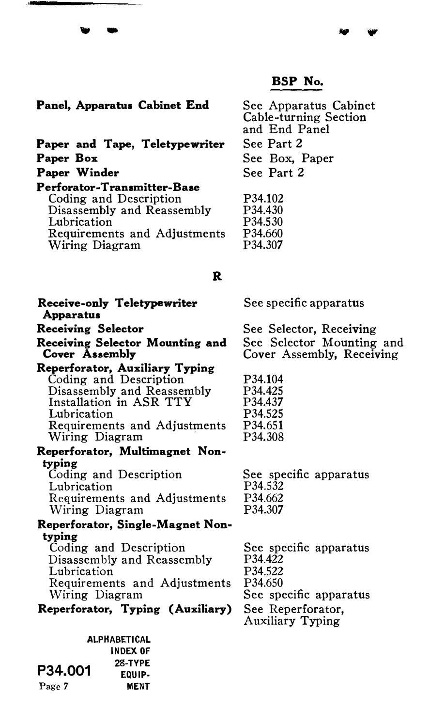| | BSP No. |
|---|---|
| **Panel, Apparatus Cabinet End** | See Apparatus Cabinet Cable-turning Section and End Panel |
| **Paper and Tape, Teletypewriter** | See Part 2 |
| **Paper Box** | See Box, Paper |
| **Paper Winder** | See Part 2 |
| **Perforator-Transmitter-Base** | |
| Coding and Description | P34.102 |
| Disassembly and Reassembly | P34.430 |
| Lubrication | P34.530 |
| Requirements and Adjustments | P34.660 |
| Wiring Diagram | P34.307 |

## R

| | |
|---|---|
| **Receive-only Teletypewriter Apparatus** | See specific apparatus |
| **Receiving Selector** | See Selector, Receiving |
| **Receiving Selector Mounting and Cover Assembly** | See Selector Mounting and Cover Assembly, Receiving |
| **Reperforator, Auxiliary Typing** | |
| Coding and Description | P34.104 |
| Disassembly and Reassembly | P34.425 |
| Installation in ASR TTY | P34.437 |
| Lubrication | P34.525 |
| Requirements and Adjustments | P34.651 |
| Wiring Diagram | P34.308 |
| **Reperforator, Multimagnet Non-typing** | |
| Coding and Description | See specific apparatus |
| Lubrication | P34.532 |
| Requirements and Adjustments | P34.662 |
| Wiring Diagram | P34.307 |
| **Reperforator, Single-Magnet Non-typing** | |
| Coding and Description | See specific apparatus |
| Disassembly and Reassembly | P34.422 |
| Lubrication | P34.522 |
| Requirements and Adjustments | P34.650 |
| Wiring Diagram | See specific apparatus |
| **Reperforator, Typing (Auxiliary)** | See Reperforator, Auxiliary Typing |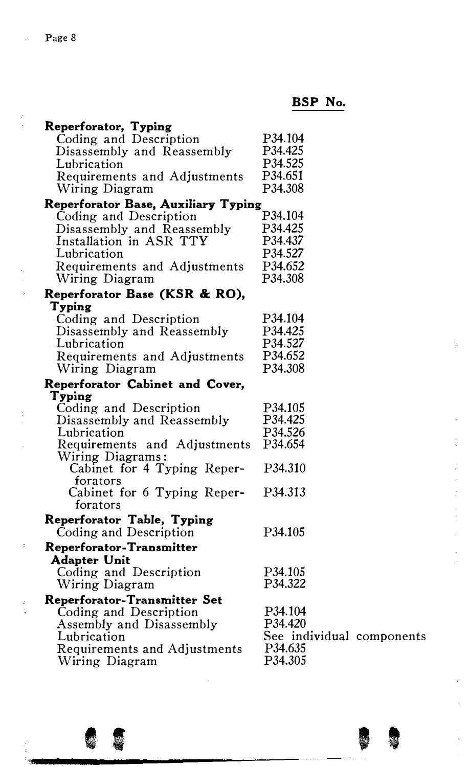| | BSP No. |
|---|---|
| **Reperforator, Typing** | |
| Coding and Description | P34.104 |
| Disassembly and Reassembly | P34.425 |
| Lubrication | P34.525 |
| Requirements and Adjustments | P34.651 |
| Wiring Diagram | P34.308 |
| **Reperforator Base, Auxiliary Typing** | |
| Coding and Description | P34.104 |
| Disassembly and Reassembly | P34.425 |
| Installation in ASR TTY | P34.437 |
| Lubrication | P34.527 |
| Requirements and Adjustments | P34.652 |
| Wiring Diagram | P34.308 |
| **Reperforator Base (KSR & RO), Typing** | |
| Coding and Description | P34.104 |
| Disassembly and Reassembly | P34.425 |
| Lubrication | P34.527 |
| Requirements and Adjustments | P34.652 |
| Wiring Diagram | P34.308 |
| **Reperforator Cabinet and Cover, Typing** | |
| Coding and Description | P34.105 |
| Disassembly and Reassembly | P34.425 |
| Lubrication | P34.526 |
| Requirements and Adjustments | P34.654 |
| Wiring Diagrams: | |
| Cabinet for 4 Typing Reperforators | P34.310 |
| Cabinet for 6 Typing Reperforators | P34.313 |
| **Reperforator Table, Typing** | |
| Coding and Description | P34.105 |
| **Reperforator-Transmitter Adapter Unit** | |
| Coding and Description | P34.105 |
| Wiring Diagram | P34.322 |
| **Reperforator-Transmitter Set** | |
| Coding and Description | P34.104 |
| Assembly and Disassembly | P34.420 |
| Lubrication | See individual components |
| Requirements and Adjustments | P34.635 |
| Wiring Diagram | P34.305 |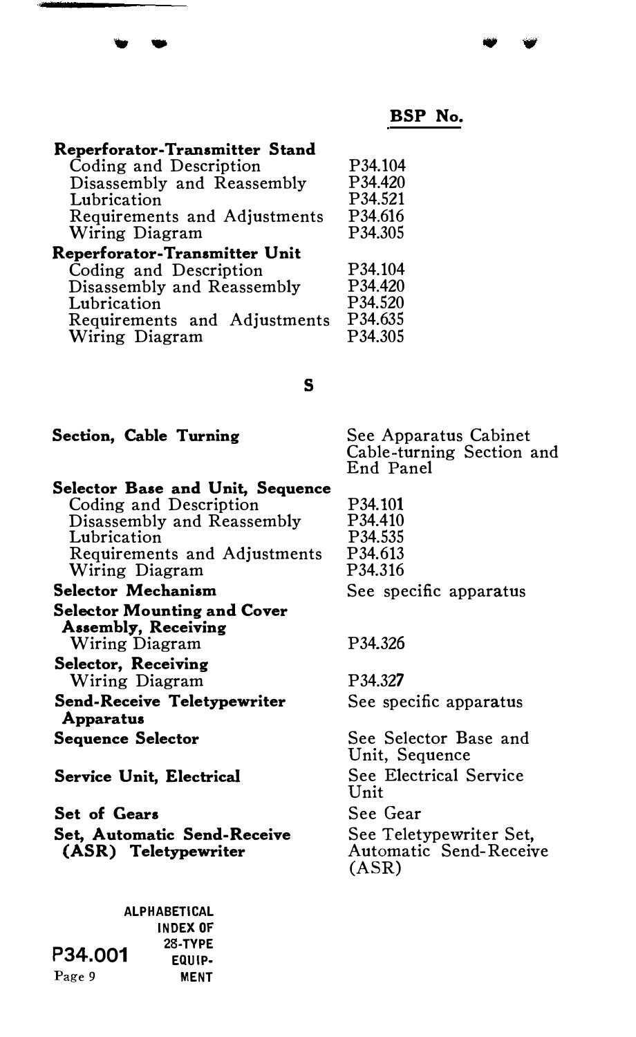| | BSP No. |
|---|---|
| **Reperforator-Transmitter Stand** | |
| Coding and Description | P34.104 |
| Disassembly and Reassembly | P34.420 |
| Lubrication | P34.521 |
| Requirements and Adjustments | P34.616 |
| Wiring Diagram | P34.305 |
| **Reperforator-Transmitter Unit** | |
| Coding and Description | P34.104 |
| Disassembly and Reassembly | P34.420 |
| Lubrication | P34.520 |
| Requirements and Adjustments | P34.635 |
| Wiring Diagram | P34.305 |

## S

| | |
|---|---|
| **Section, Cable Turning** | See Apparatus Cabinet Cable-turning Section and End Panel |
| **Selector Base and Unit, Sequence** | |
| Coding and Description | P34.101 |
| Disassembly and Reassembly | P34.410 |
| Lubrication | P34.535 |
| Requirements and Adjustments | P34.613 |
| Wiring Diagram | P34.316 |
| **Selector Mechanism** | See specific apparatus |
| **Selector Mounting and Cover Assembly, Receiving** | |
| Wiring Diagram | P34.326 |
| **Selector, Receiving** | |
| Wiring Diagram | P34.327 |
| **Send-Receive Teletypewriter Apparatus** | See specific apparatus |
| **Sequence Selector** | See Selector Base and Unit, Sequence |
| **Service Unit, Electrical** | See Electrical Service Unit |
| **Set of Gears** | See Gear |
| **Set, Automatic Send-Receive (ASR) Teletypewriter** | See Teletypewriter Set, Automatic Send-Receive (ASR) |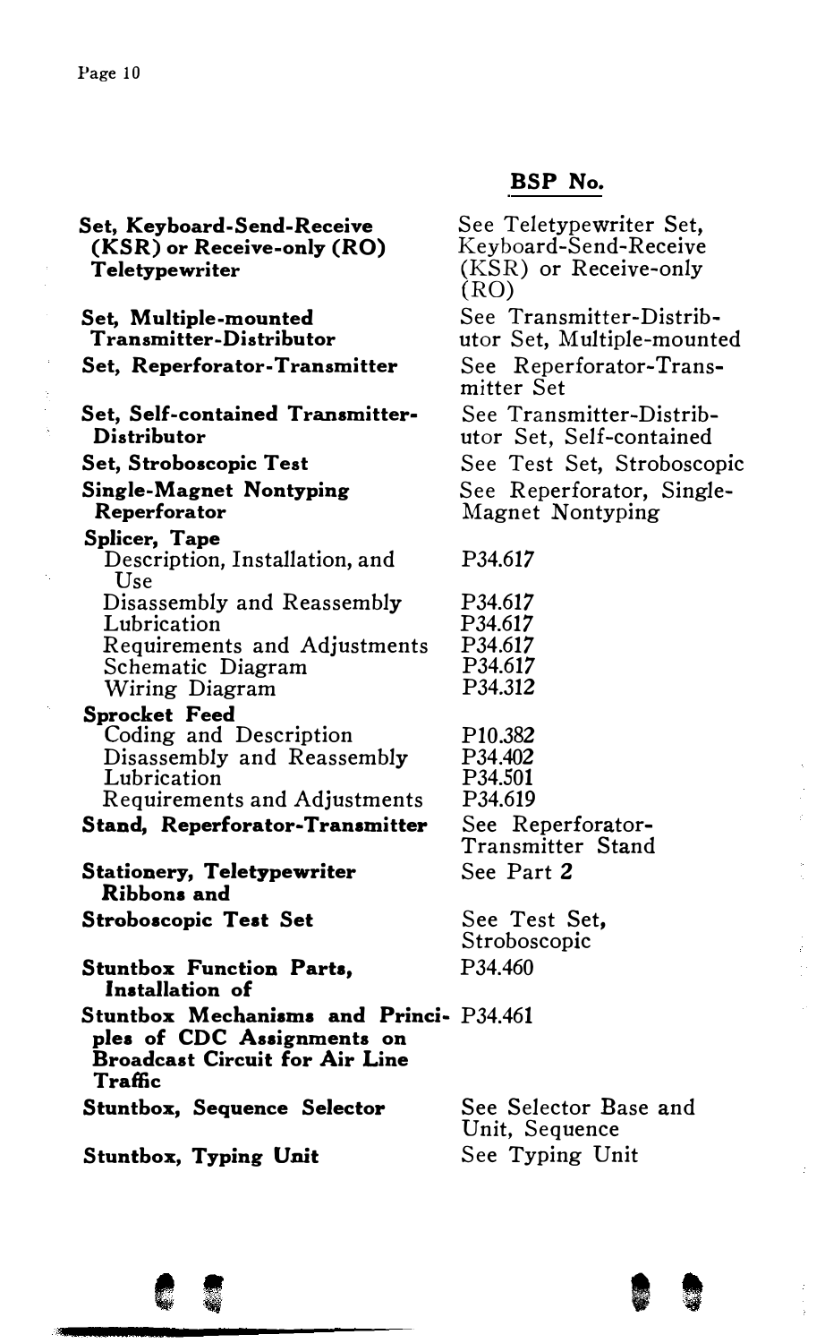| | BSP No. |
|---|---|
| **Set, Keyboard-Send-Receive (KSR) or Receive-only (RO) Teletypewriter** | See Teletypewriter Set, Keyboard-Send-Receive (KSR) or Receive-only (RO) |
| **Set, Multiple-mounted Transmitter-Distributor** | See Transmitter-Distributor Set, Multiple-mounted |
| **Set, Reperforator-Transmitter** | See Reperforator-Transmitter Set |
| **Set, Self-contained Transmitter-Distributor** | See Transmitter-Distributor Set, Self-contained |
| **Set, Stroboscopic Test** | See Test Set, Stroboscopic |
| **Single-Magnet Nontyping Reperforator** | See Reperforator, Single-Magnet Nontyping |
| **Splicer, Tape** | |
| Description, Installation, and Use | P34.617 |
| Disassembly and Reassembly | P34.617 |
| Lubrication | P34.617 |
| Requirements and Adjustments | P34.617 |
| Schematic Diagram | P34.617 |
| Wiring Diagram | P34.312 |
| **Sprocket Feed** | |
| Coding and Description | P10.382 |
| Disassembly and Reassembly | P34.402 |
| Lubrication | P34.501 |
| Requirements and Adjustments | P34.619 |
| **Stand, Reperforator-Transmitter** | See Reperforator-Transmitter Stand |
| **Stationery, Teletypewriter Ribbons and** | See Part **2** |
| **Stroboscopic Test Set** | See Test Set, Stroboscopic |
| **Stuntbox Function Parts, Installation of** | P34.460 |
| **Stuntbox Mechanisms and Principles of CDC Assignments on Broadcast Circuit for Air Line Traffic** | P34.461 |
| **Stuntbox, Sequence Selector** | See Selector Base and Unit, Sequence |
| **Stuntbox, Typing Unit** | See Typing Unit |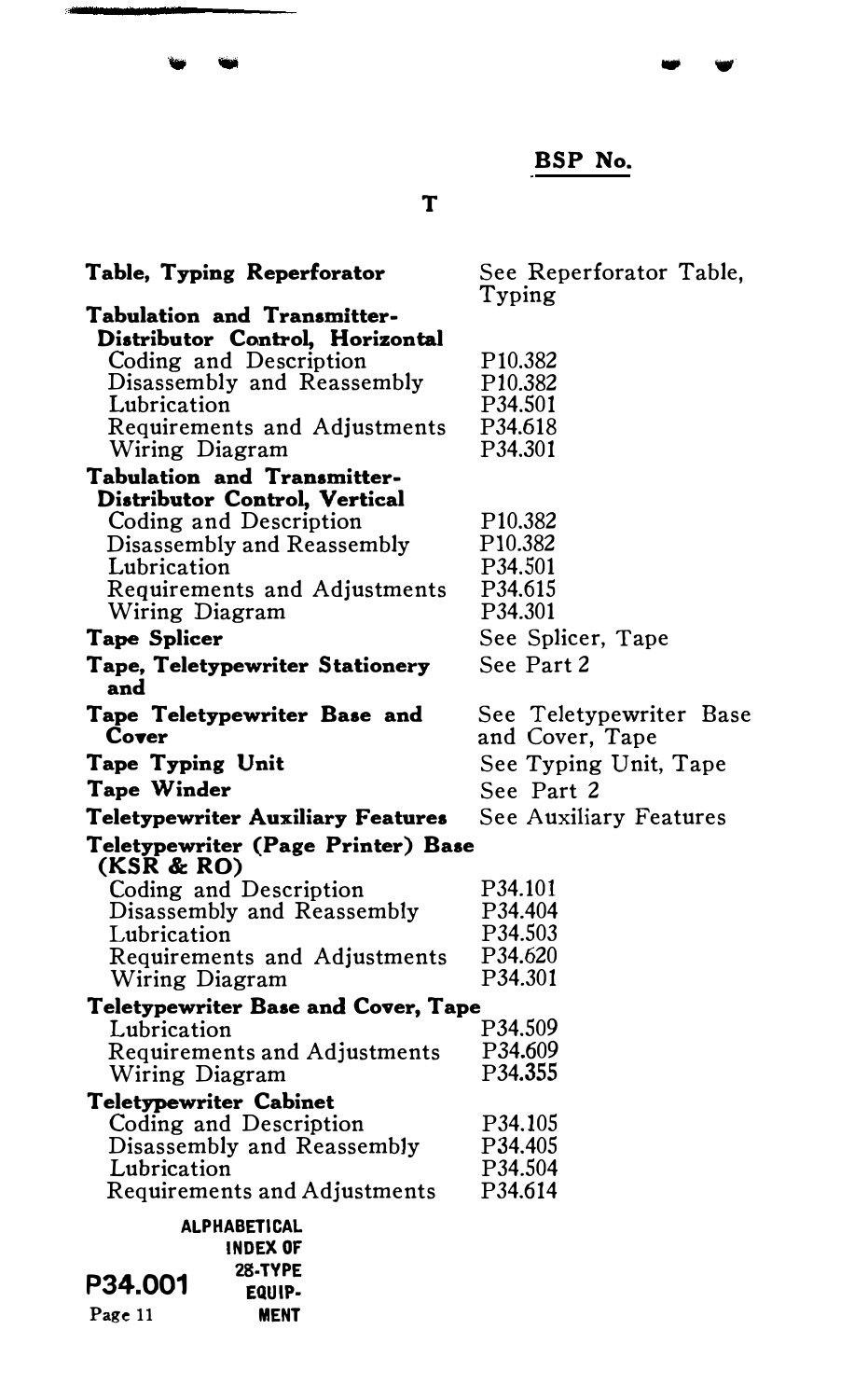**BSP No.**

## T

| | |
|---|---|
| **Table, Typing Reperforator** | See Reperforator Table, Typing |
| **Tabulation and Transmitter-Distributor Control, Horizontal** | |
| Coding and Description | P10.382 |
| Disassembly and Reassembly | P10.382 |
| Lubrication | P34.501 |
| Requirements and Adjustments | P34.618 |
| Wiring Diagram | P34.301 |
| **Tabulation and Transmitter-Distributor Control, Vertical** | |
| Coding and Description | P10.382 |
| Disassembly and Reassembly | P10.382 |
| Lubrication | P34.501 |
| Requirements and Adjustments | P34.615 |
| Wiring Diagram | P34.301 |
| **Tape Splicer** | See Splicer, Tape |
| **Tape, Teletypewriter Stationery and** | See Part 2 |
| **Tape Teletypewriter Base and Cover** | See Teletypewriter Base and Cover, Tape |
| **Tape Typing Unit** | See Typing Unit, Tape |
| **Tape Winder** | See Part 2 |
| **Teletypewriter Auxiliary Features** | See Auxiliary Features |
| **Teletypewriter (Page Printer) Base (KSR & RO)** | |
| Coding and Description | P34.101 |
| Disassembly and Reassembly | P34.404 |
| Lubrication | P34.503 |
| Requirements and Adjustments | P34.620 |
| Wiring Diagram | P34.301 |
| **Teletypewriter Base and Cover, Tape** | |
| Lubrication | P34.509 |
| Requirements and Adjustments | P34.609 |
| Wiring Diagram | P34.355 |
| **Teletypewriter Cabinet** | |
| Coding and Description | P34.105 |
| Disassembly and Reassembly | P34.405 |
| Lubrication | P34.504 |
| Requirements and Adjustments | P34.614 |

ALPHABETICAL INDEX OF 28-TYPE EQUIPMENT

P34.001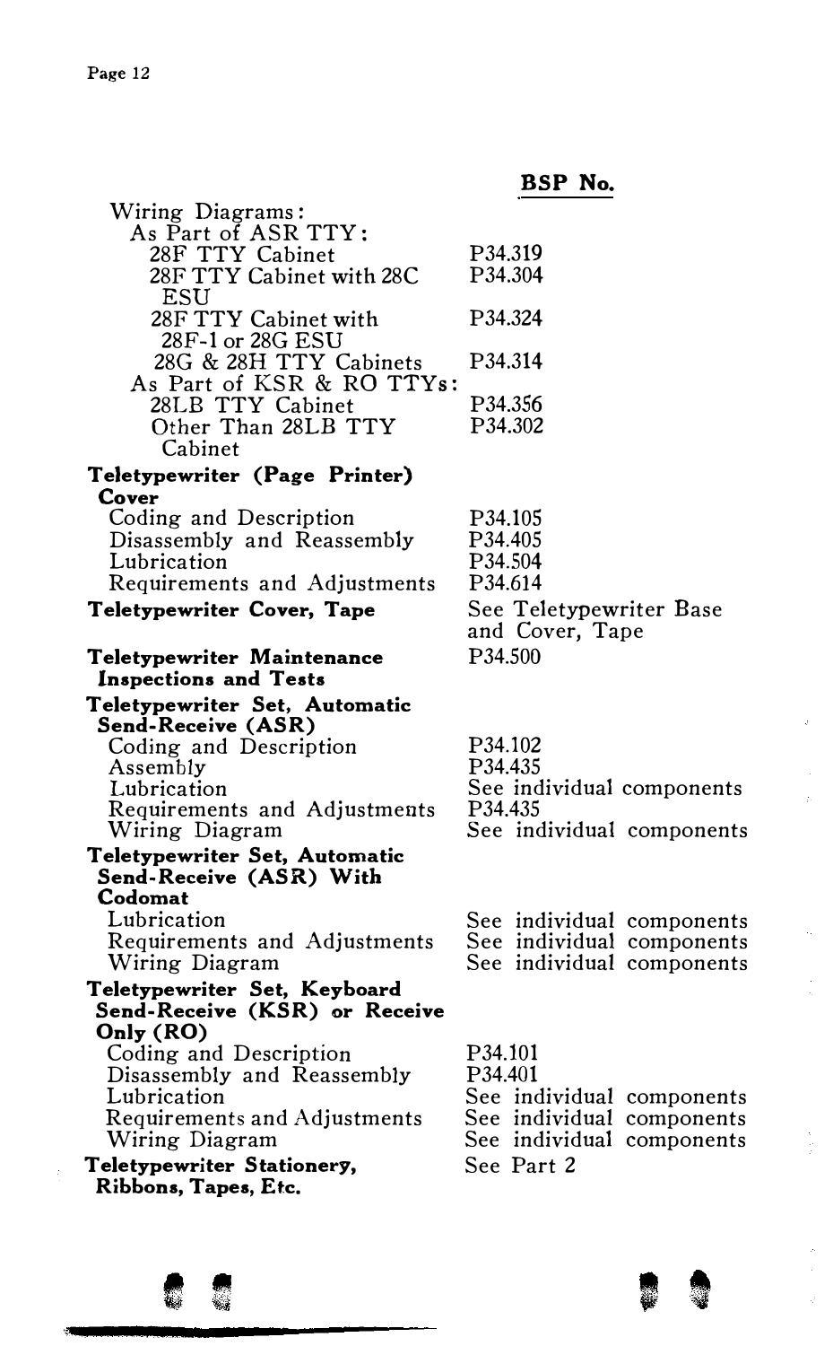| | BSP No. |
|---|---|
| Wiring Diagrams: | |
| As Part of ASR TTY: | |
| 28F TTY Cabinet | P34.319 |
| 28F TTY Cabinet with 28C ESU | P34.304 |
| 28F TTY Cabinet with 28F-1 or 28G ESU | P34.324 |
| 28G & 28H TTY Cabinets | P34.314 |
| As Part of KSR & RO TTYs: | |
| 28LB TTY Cabinet | P34.356 |
| Other Than 28LB TTY Cabinet | P34.302 |
| **Teletypewriter (Page Printer) Cover** | |
| Coding and Description | P34.105 |
| Disassembly and Reassembly | P34.405 |
| Lubrication | P34.504 |
| Requirements and Adjustments | P34.614 |
| **Teletypewriter Cover, Tape** | See Teletypewriter Base and Cover, Tape |
| **Teletypewriter Maintenance Inspections and Tests** | P34.500 |
| **Teletypewriter Set, Automatic Send-Receive (ASR)** | |
| Coding and Description | P34.102 |
| Assembly | P34.435 |
| Lubrication | See individual components |
| Requirements and Adjustments | P34.435 |
| Wiring Diagram | See individual components |
| **Teletypewriter Set, Automatic Send-Receive (ASR) With Codomat** | |
| Lubrication | See individual components |
| Requirements and Adjustments | See individual components |
| Wiring Diagram | See individual components |
| **Teletypewriter Set, Keyboard Send-Receive (KSR) or Receive Only (RO)** | |
| Coding and Description | P34.101 |
| Disassembly and Reassembly | P34.401 |
| Lubrication | See individual components |
| Requirements and Adjustments | See individual components |
| Wiring Diagram | See individual components |
| **Teletypewriter Stationery, Ribbons, Tapes, Etc.** | See Part 2 |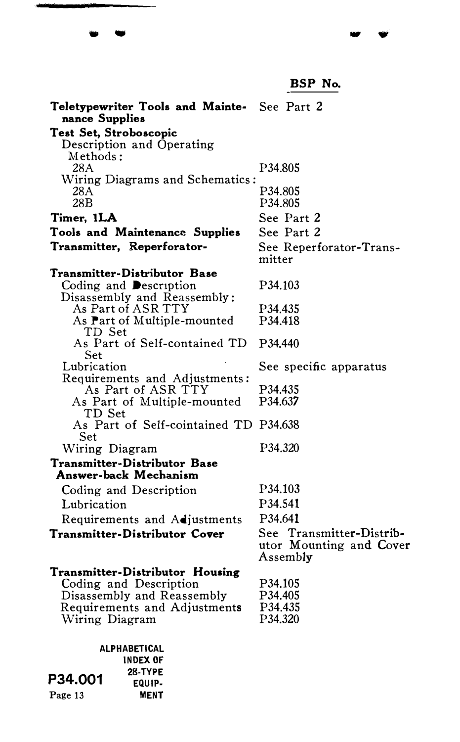| | BSP No. |
|---|---|
| **Teletypewriter Tools and Maintenance Supplies** | See Part 2 |
| **Test Set, Stroboscopic** | |
| Description and Operating Methods: | |
| 28A | P34.805 |
| Wiring Diagrams and Schematics: | |
| 28A | P34.805 |
| 28B | P34.805 |
| **Timer, 1LA** | See Part 2 |
| **Tools and Maintenance Supplies** | See Part 2 |
| **Transmitter, Reperforator-** | See Reperforator-Transmitter |
| **Transmitter-Distributor Base** | |
| Coding and Description | P34.103 |
| Disassembly and Reassembly: | |
| As Part of ASR TTY | P34.435 |
| As Part of Multiple-mounted TD Set | P34.418 |
| As Part of Self-contained TD Set | P34.440 |
| Lubrication | See specific apparatus |
| Requirements and Adjustments: | |
| As Part of ASR TTY | P34.435 |
| As Part of Multiple-mounted TD Set | P34.637 |
| As Part of Self-cointained TD Set | P34.638 |
| Wiring Diagram | P34.320 |
| **Transmitter-Distributor Base Answer-back Mechanism** | |
| Coding and Description | P34.103 |
| Lubrication | P34.541 |
| Requirements and Adjustments | P34.641 |
| **Transmitter-Distributor Cover** | See Transmitter-Distributor Mounting and Cover Assembly |
| **Transmitter-Distributor Housing** | |
| Coding and Description | P34.105 |
| Disassembly and Reassembly | P34.405 |
| Requirements and Adjustments | P34.435 |
| Wiring Diagram | P34.320 |

**P34.001** ALPHABETICAL INDEX OF 28-TYPE EQUIPMENT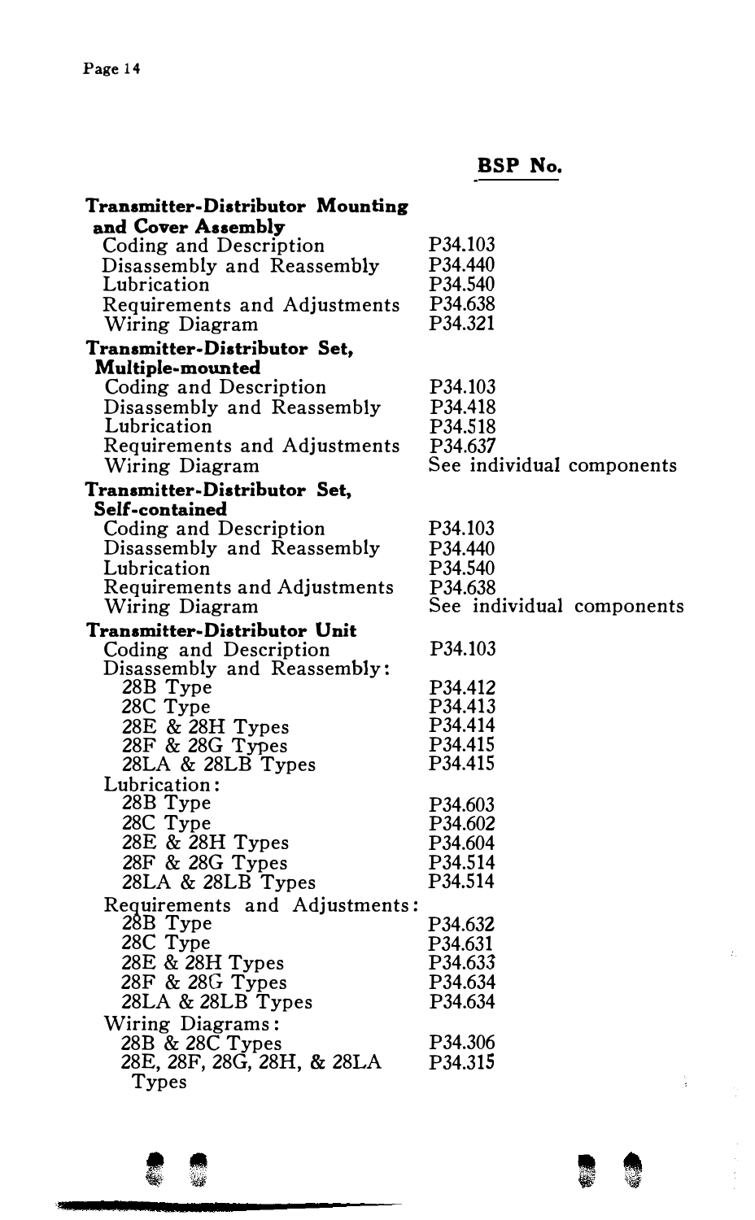| | BSP No. |
|---|---|
| **Transmitter-Distributor Mounting and Cover Assembly** | |
| Coding and Description | P34.103 |
| Disassembly and Reassembly | P34.440 |
| Lubrication | P34.540 |
| Requirements and Adjustments | P34.638 |
| Wiring Diagram | P34.321 |
| **Transmitter-Distributor Set, Multiple-mounted** | |
| Coding and Description | P34.103 |
| Disassembly and Reassembly | P34.418 |
| Lubrication | P34.518 |
| Requirements and Adjustments | P34.637 |
| Wiring Diagram | See individual components |
| **Transmitter-Distributor Set, Self-contained** | |
| Coding and Description | P34.103 |
| Disassembly and Reassembly | P34.440 |
| Lubrication | P34.540 |
| Requirements and Adjustments | P34.638 |
| Wiring Diagram | See individual components |
| **Transmitter-Distributor Unit** | |
| Coding and Description | P34.103 |
| Disassembly and Reassembly: | |
| 28B Type | P34.412 |
| 28C Type | P34.413 |
| 28E & 28H Types | P34.414 |
| 28F & 28G Types | P34.415 |
| 28LA & 28LB Types | P34.415 |
| Lubrication: | |
| 28B Type | P34.603 |
| 28C Type | P34.602 |
| 28E & 28H Types | P34.604 |
| 28F & 28G Types | P34.514 |
| 28LA & 28LB Types | P34.514 |
| Requirements and Adjustments: | |
| 28B Type | P34.632 |
| 28C Type | P34.631 |
| 28E & 28H Types | P34.633 |
| 28F & 28G Types | P34.634 |
| 28LA & 28LB Types | P34.634 |
| Wiring Diagrams: | |
| 28B & 28C Types | P34.306 |
| 28E, 28F, 28G, 28H, & 28LA Types | P34.315 |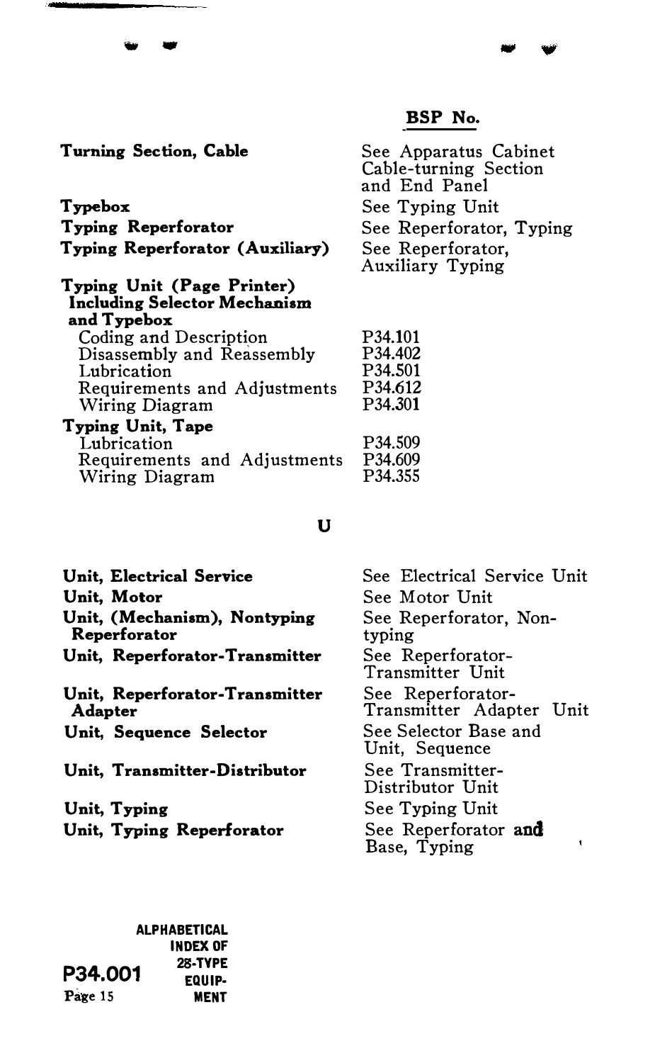| | BSP No. |
|---|---|
| **Turning Section, Cable** | See Apparatus Cabinet Cable-turning Section and End Panel |
| **Typebox** | See Typing Unit |
| **Typing Reperforator** | See Reperforator, Typing |
| **Typing Reperforator (Auxiliary)** | See Reperforator, Auxiliary Typing |
| **Typing Unit (Page Printer) Including Selector Mechanism and Typebox** | |
| Coding and Description | P34.101 |
| Disassembly and Reassembly | P34.402 |
| Lubrication | P34.501 |
| Requirements and Adjustments | P34.612 |
| Wiring Diagram | P34.301 |
| **Typing Unit, Tape** | |
| Lubrication | P34.509 |
| Requirements and Adjustments | P34.609 |
| Wiring Diagram | P34.355 |

## U

| | |
|---|---|
| **Unit, Electrical Service** | See Electrical Service Unit |
| **Unit, Motor** | See Motor Unit |
| **Unit, (Mechanism), Nontyping Reperforator** | See Reperforator, Non-typing |
| **Unit, Reperforator-Transmitter** | See Reperforator-Transmitter Unit |
| **Unit, Reperforator-Transmitter Adapter** | See Reperforator-Transmitter Adapter Unit |
| **Unit, Sequence Selector** | See Selector Base and Unit, Sequence |
| **Unit, Transmitter-Distributor** | See Transmitter-Distributor Unit |
| **Unit, Typing** | See Typing Unit |
| **Unit, Typing Reperforator** | See Reperforator and Base, Typing |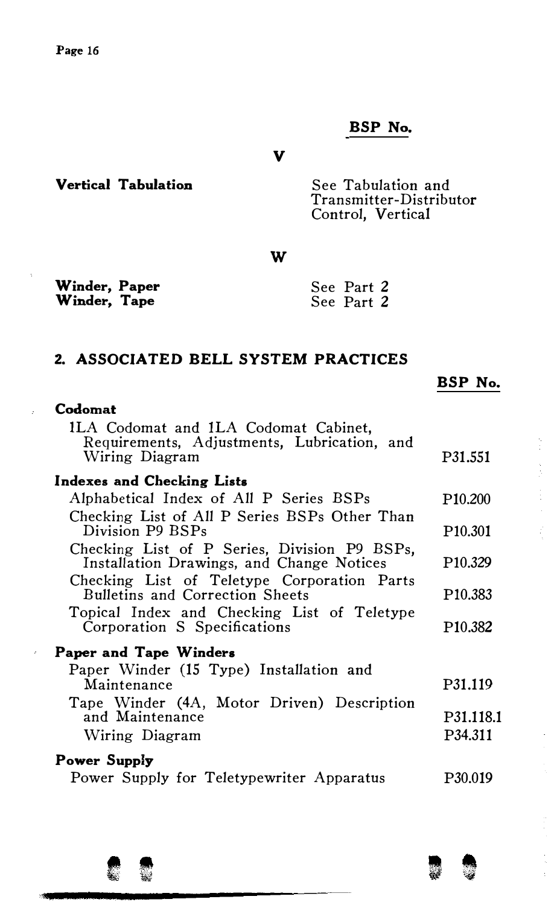| | BSP No. |
|---|---|
| **V** | |
| **Vertical Tabulation** | See Tabulation and Transmitter-Distributor Control, Vertical |
| **W** | |
| **Winder, Paper** | See Part 2 |
| **Winder, Tape** | See Part 2 |

## 2. ASSOCIATED BELL SYSTEM PRACTICES

| | BSP No. |
|---|---|
| **Codomat** | |
| 1LA Codomat and 1LA Codomat Cabinet, Requirements, Adjustments, Lubrication, and Wiring Diagram | P31.551 |
| **Indexes and Checking Lists** | |
| Alphabetical Index of All P Series BSPs | P10.200 |
| Checking List of All P Series BSPs Other Than Division P9 BSPs | P10.301 |
| Checking List of P Series, Division P9 BSPs, Installation Drawings, and Change Notices | P10.329 |
| Checking List of Teletype Corporation Parts Bulletins and Correction Sheets | P10.383 |
| Topical Index and Checking List of Teletype Corporation S Specifications | P10.382 |
| **Paper and Tape Winders** | |
| Paper Winder (15 Type) Installation and Maintenance | P31.119 |
| Tape Winder (4A, Motor Driven) Description and Maintenance | P31.118.1 |
| Wiring Diagram | P34.311 |
| **Power Supply** | |
| Power Supply for Teletypewriter Apparatus | P30.019 |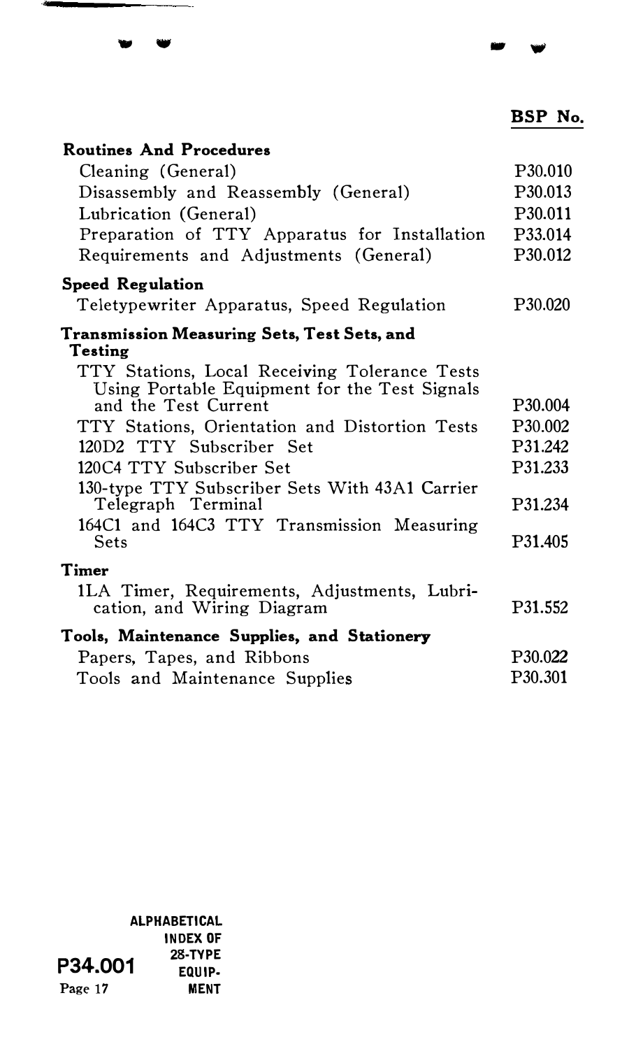| | BSP No. |
|---|---|
| **Routines And Procedures** | |
| Cleaning (General) | P30.010 |
| Disassembly and Reassembly (General) | P30.013 |
| Lubrication (General) | P30.011 |
| Preparation of TTY Apparatus for Installation | P33.014 |
| Requirements and Adjustments (General) | P30.012 |
| **Speed Regulation** | |
| Teletypewriter Apparatus, Speed Regulation | P30.020 |
| **Transmission Measuring Sets, Test Sets, and Testing** | |
| TTY Stations, Local Receiving Tolerance Tests Using Portable Equipment for the Test Signals and the Test Current | P30.004 |
| TTY Stations, Orientation and Distortion Tests | P30.002 |
| 120D2 TTY Subscriber Set | P31.242 |
| 120C4 TTY Subscriber Set | P31.233 |
| 130-type TTY Subscriber Sets With 43A1 Carrier Telegraph Terminal | P31.234 |
| 164C1 and 164C3 TTY Transmission Measuring Sets | P31.405 |
| **Timer** | |
| 1LA Timer, Requirements, Adjustments, Lubrication, and Wiring Diagram | P31.552 |
| **Tools, Maintenance Supplies, and Stationery** | |
| Papers, Tapes, and Ribbons | P30.022 |
| Tools and Maintenance Supplies | P30.301 |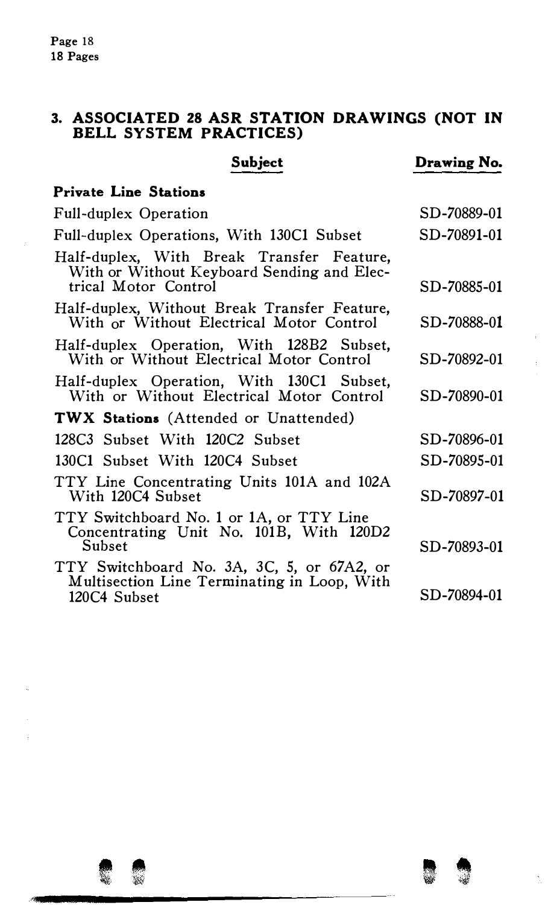## 3. ASSOCIATED 28 ASR STATION DRAWINGS (NOT IN BELL SYSTEM PRACTICES)

| Subject | Drawing No. |
|---|---|
| **Private Line Stations** | |
| Full-duplex Operation | SD-70889-01 |
| Full-duplex Operations, With 130C1 Subset | SD-70891-01 |
| Half-duplex, With Break Transfer Feature, With or Without Keyboard Sending and Electrical Motor Control | SD-70885-01 |
| Half-duplex, Without Break Transfer Feature, With or Without Electrical Motor Control | SD-70888-01 |
| Half-duplex Operation, With 128B2 Subset, With or Without Electrical Motor Control | SD-70892-01 |
| Half-duplex Operation, With 130C1 Subset, With or Without Electrical Motor Control | SD-70890-01 |
| **TWX Stations** (Attended or Unattended) | |
| 128C3 Subset With 120C2 Subset | SD-70896-01 |
| 130C1 Subset With 120C4 Subset | SD-70895-01 |
| TTY Line Concentrating Units 101A and 102A With 120C4 Subset | SD-70897-01 |
| TTY Switchboard No. 1 or 1A, or TTY Line Concentrating Unit No. 101B, With 120D2 Subset | SD-70893-01 |
| TTY Switchboard No. 3A, 3C, 5, or 67A2, or Multisection Line Terminating in Loop, With 120C4 Subset | SD-70894-01 |